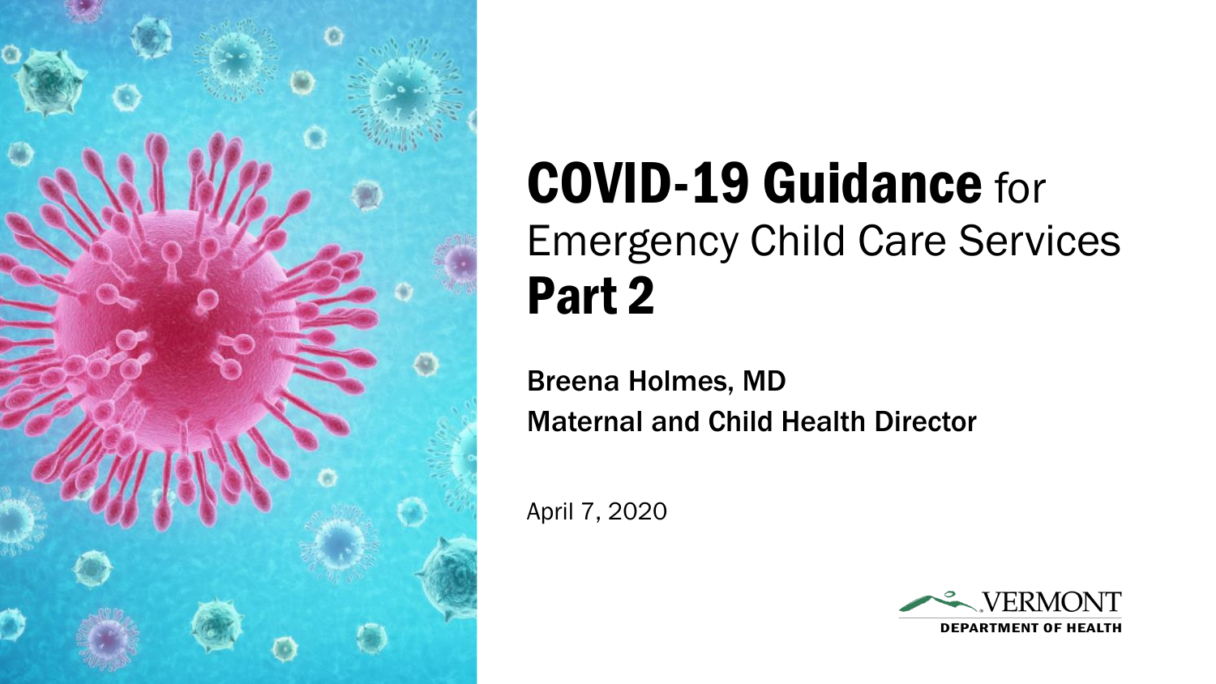# COVID-19 Guidance for Emergency Child Care Services Part 2

**Breena Holmes, MD**
**Maternal and Child Health Director**

April 7, 2020

VERMONT
DEPARTMENT OF HEALTH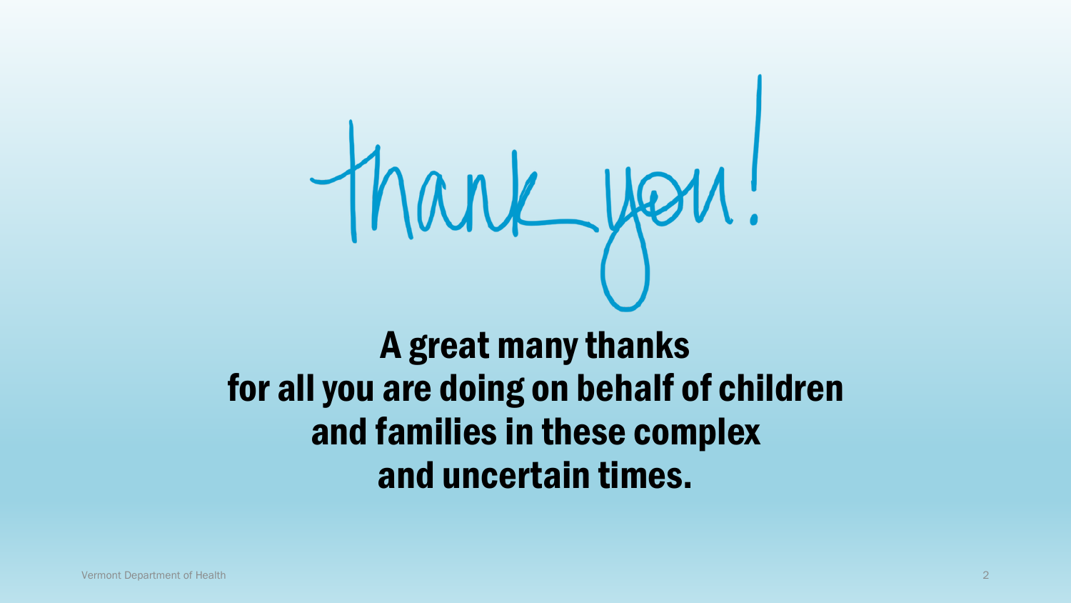# thank you!

**A great many thanks for all you are doing on behalf of children and families in these complex and uncertain times.**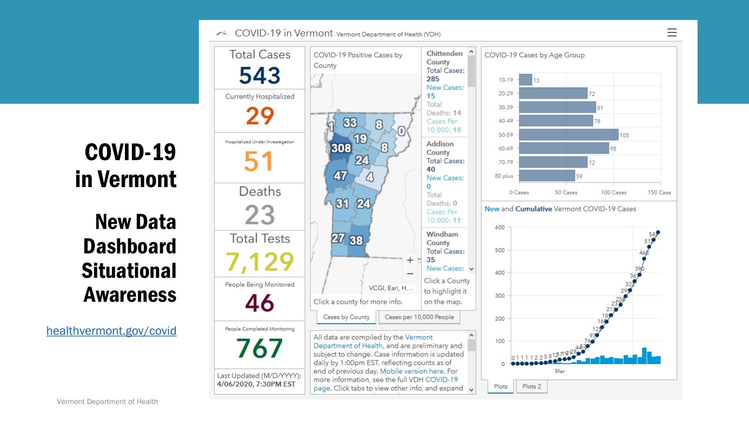# COVID-19 in Vermont

## New Data Dashboard Situational Awareness

healthvermont.gov/covid

COVID-19 in Vermont Vermont Department of Health (VDH)

| | |
|---|---|
| Total Cases | 543 |
| Currently Hospitalized | 29 |
| Hospitalized Under Investigation | 51 |
| Deaths | 23 |
| Total Tests | 7,129 |
| People Being Monitored | 46 |
| People Completed Monitoring | 767 |

Last Updated (M/D/YYYY): 4/06/2020, 7:30PM EST

COVID-19 Positive Cases by County

Click a county for more info.

Chittenden County
Total Cases: 285
New Cases: 15
Total Deaths: 14
Cases Per 10,000: 18

Addison County
Total Cases: 40
New Cases: 0
Total Deaths: 0
Cases Per 10,000: 11

Windham County
Total Cases: 35
New Cases:

Click a County to highlight it on the map.

Cases by County | Cases per 10,000 People

All data are compiled by the Vermont Department of Health, and are preliminary and subject to change. Case information is updated daily by 1:00pm EST, reflecting counts as of end of previous day. Mobile version here. For more information, see the full VDH COVID-19 page. Click tabs to view other info, and expand

COVID-19 Cases by Age Group

| Age Group | Cases |
|---|---|
| 10-19 | 13 |
| 20-29 | 72 |
| 30-39 | 81 |
| 40-49 | 78 |
| 50-59 | 105 |
| 60-69 | 95 |
| 70-79 | 72 |
| 80 plus | 59 |

New and Cumulative Vermont COVID-19 Cases

Plots | Plots 2

Vermont Department of Health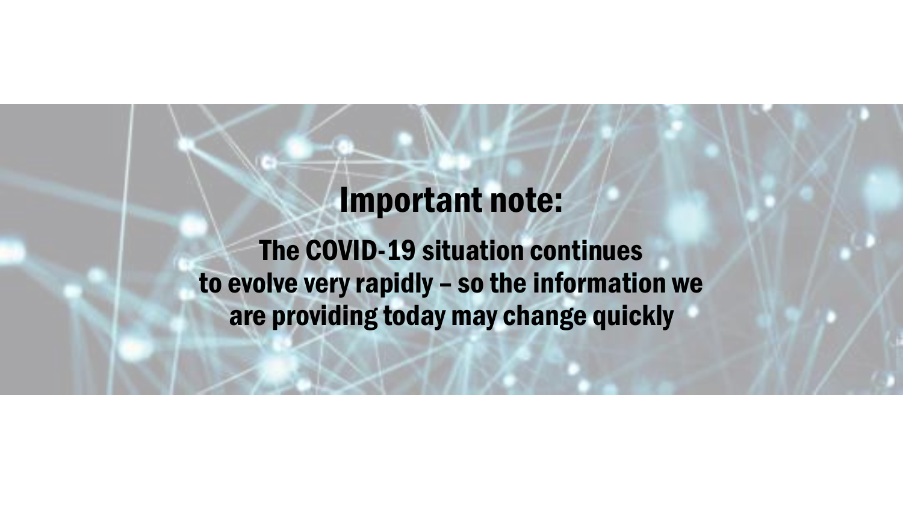# Important note:

**The COVID-19 situation continues to evolve very rapidly – so the information we are providing today may change quickly**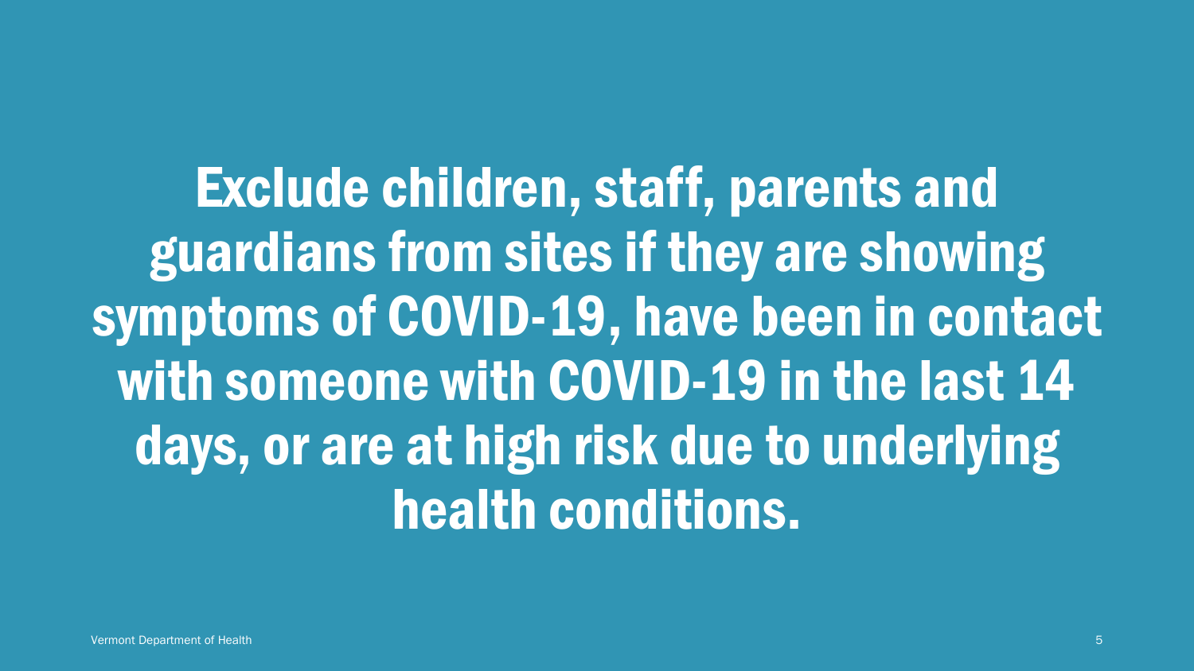# Exclude children, staff, parents and guardians from sites if they are showing symptoms of COVID-19, have been in contact with someone with COVID-19 in the last 14 days, or are at high risk due to underlying health conditions.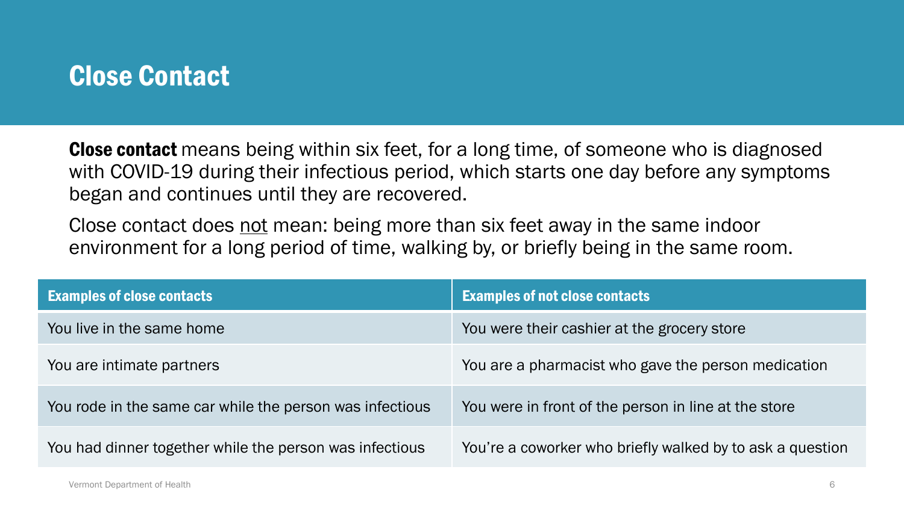# Close Contact

**Close contact** means being within six feet, for a long time, of someone who is diagnosed with COVID-19 during their infectious period, which starts one day before any symptoms began and continues until they are recovered.

Close contact does <u>not</u> mean: being more than six feet away in the same indoor environment for a long period of time, walking by, or briefly being in the same room.

| Examples of close contacts | Examples of not close contacts |
|---|---|
| You live in the same home | You were their cashier at the grocery store |
| You are intimate partners | You are a pharmacist who gave the person medication |
| You rode in the same car while the person was infectious | You were in front of the person in line at the store |
| You had dinner together while the person was infectious | You're a coworker who briefly walked by to ask a question |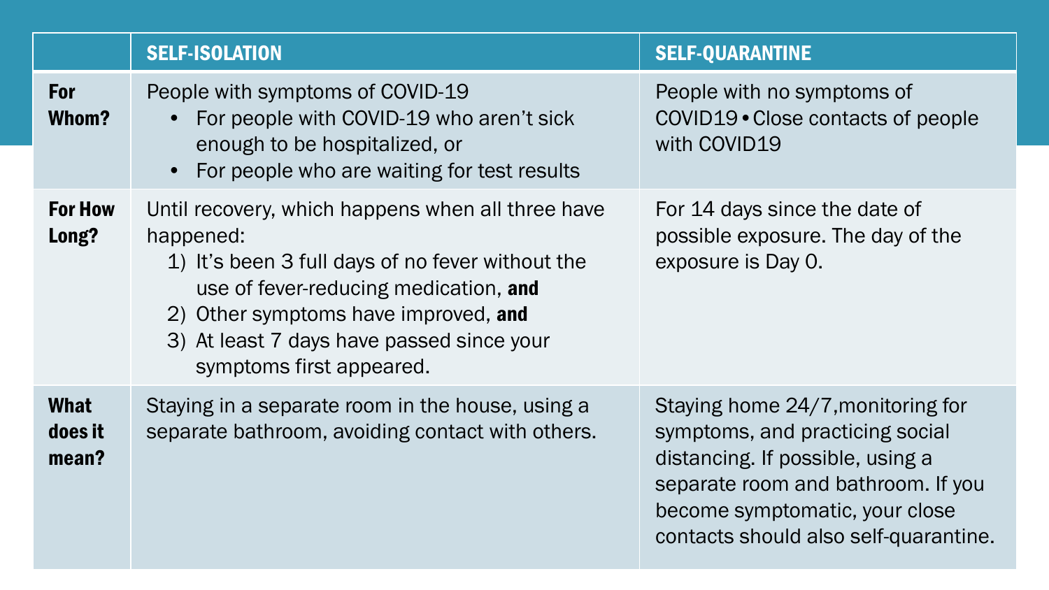| | SELF-ISOLATION | SELF-QUARANTINE |
|---|---|---|
| **For Whom?** | People with symptoms of COVID-19<br>• For people with COVID-19 who aren't sick enough to be hospitalized, or<br>• For people who are waiting for test results | People with no symptoms of COVID19 • Close contacts of people with COVID19 |
| **For How Long?** | Until recovery, which happens when all three have happened:<br>1) It's been 3 full days of no fever without the use of fever-reducing medication, **and**<br>2) Other symptoms have improved, **and**<br>3) At least 7 days have passed since your symptoms first appeared. | For 14 days since the date of possible exposure. The day of the exposure is Day 0. |
| **What does it mean?** | Staying in a separate room in the house, using a separate bathroom, avoiding contact with others. | Staying home 24/7,monitoring for symptoms, and practicing social distancing. If possible, using a separate room and bathroom. If you become symptomatic, your close contacts should also self-quarantine. |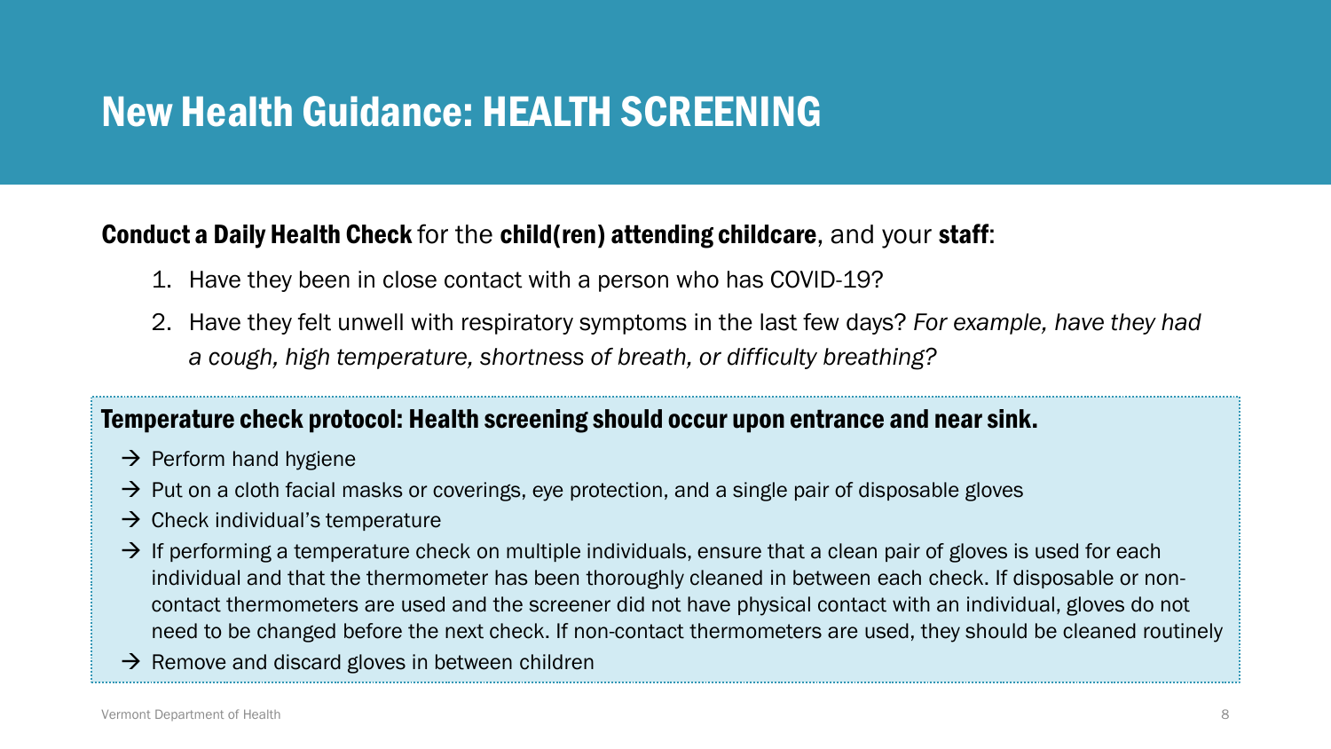# New Health Guidance: HEALTH SCREENING

**Conduct a Daily Health Check** for the **child(ren) attending childcare**, and your **staff**:

1. Have they been in close contact with a person who has COVID-19?
2. Have they felt unwell with respiratory symptoms in the last few days? *For example, have they had a cough, high temperature, shortness of breath, or difficulty breathing?*

**Temperature check protocol: Health screening should occur upon entrance and near sink.**

- → Perform hand hygiene
- → Put on a cloth facial masks or coverings, eye protection, and a single pair of disposable gloves
- → Check individual's temperature
- → If performing a temperature check on multiple individuals, ensure that a clean pair of gloves is used for each individual and that the thermometer has been thoroughly cleaned in between each check. If disposable or non-contact thermometers are used and the screener did not have physical contact with an individual, gloves do not need to be changed before the next check. If non-contact thermometers are used, they should be cleaned routinely
- → Remove and discard gloves in between children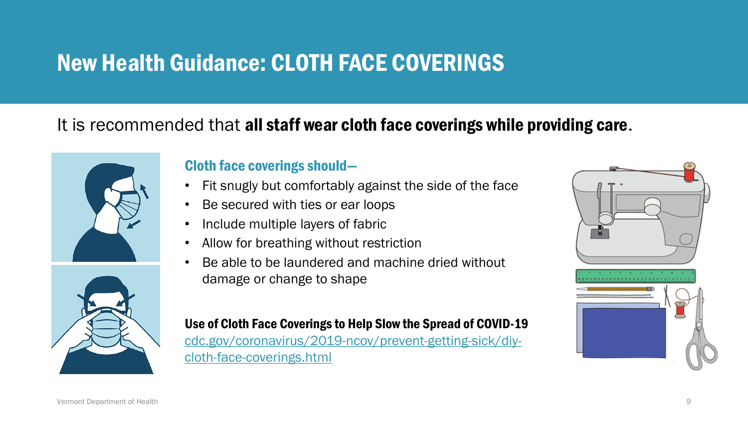# New Health Guidance: CLOTH FACE COVERINGS

It is recommended that **all staff wear cloth face coverings while providing care**.

### Cloth face coverings should—

- Fit snugly but comfortably against the side of the face
- Be secured with ties or ear loops
- Include multiple layers of fabric
- Allow for breathing without restriction
- Be able to be laundered and machine dried without damage or change to shape

**Use of Cloth Face Coverings to Help Slow the Spread of COVID-19**
[cdc.gov/coronavirus/2019-ncov/prevent-getting-sick/diy-cloth-face-coverings.html](https://cdc.gov/coronavirus/2019-ncov/prevent-getting-sick/diy-cloth-face-coverings.html)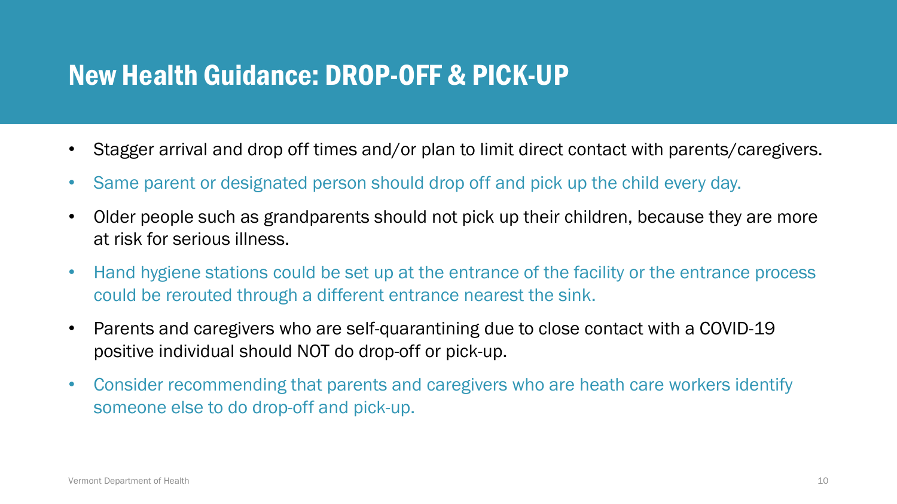# New Health Guidance: DROP-OFF & PICK-UP

- Stagger arrival and drop off times and/or plan to limit direct contact with parents/caregivers.
- Same parent or designated person should drop off and pick up the child every day.
- Older people such as grandparents should not pick up their children, because they are more at risk for serious illness.
- Hand hygiene stations could be set up at the entrance of the facility or the entrance process could be rerouted through a different entrance nearest the sink.
- Parents and caregivers who are self-quarantining due to close contact with a COVID-19 positive individual should NOT do drop-off or pick-up.
- Consider recommending that parents and caregivers who are heath care workers identify someone else to do drop-off and pick-up.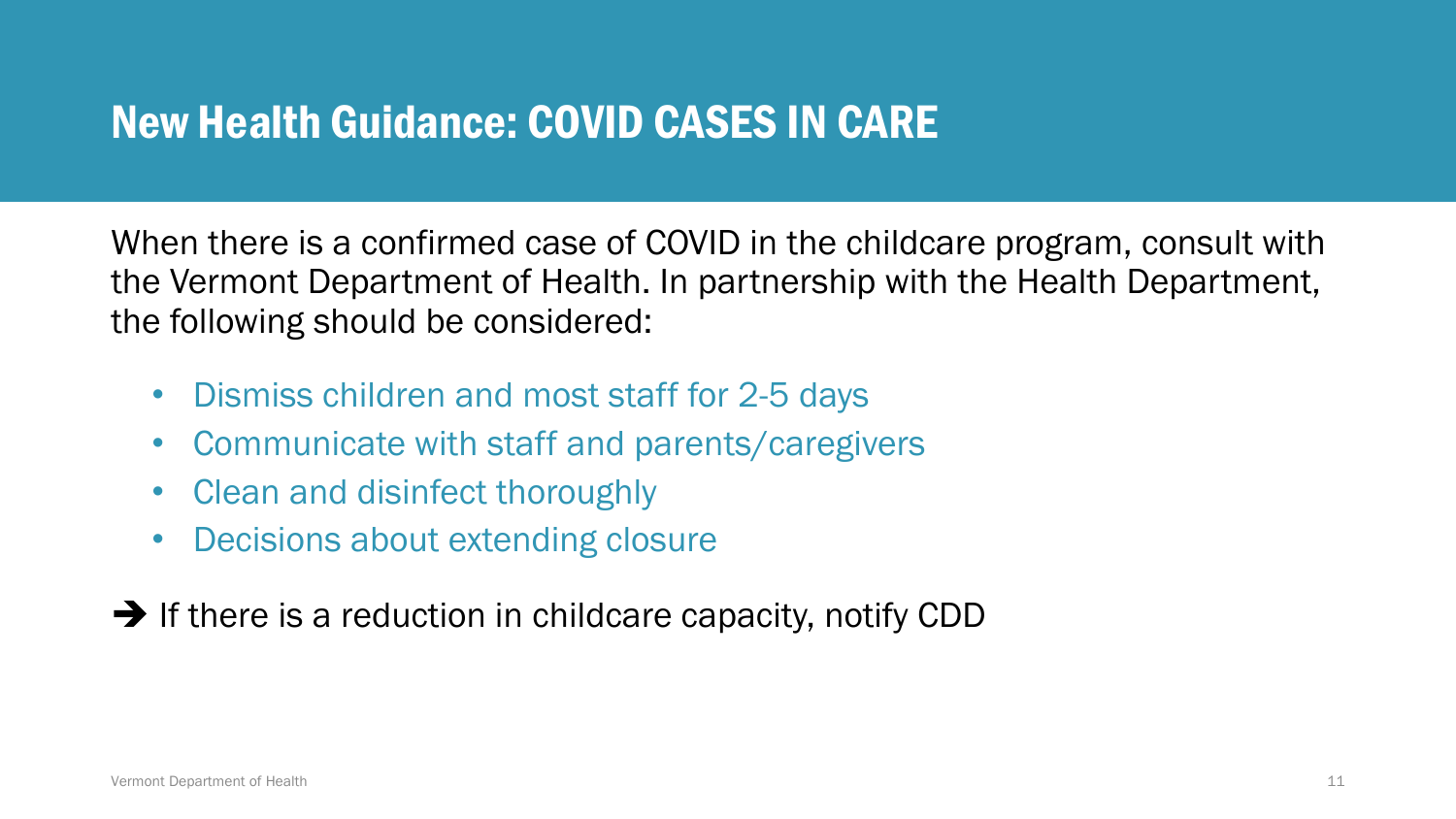# New Health Guidance: COVID CASES IN CARE

When there is a confirmed case of COVID in the childcare program, consult with the Vermont Department of Health. In partnership with the Health Department, the following should be considered:

- Dismiss children and most staff for 2-5 days
- Communicate with staff and parents/caregivers
- Clean and disinfect thoroughly
- Decisions about extending closure

➔ If there is a reduction in childcare capacity, notify CDD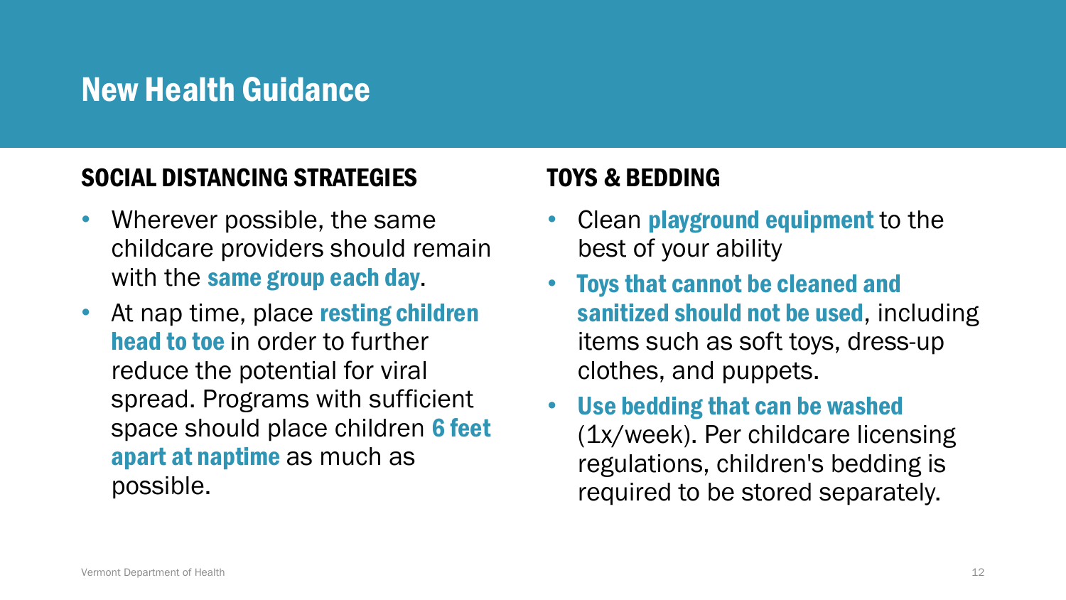# New Health Guidance

## SOCIAL DISTANCING STRATEGIES

- Wherever possible, the same childcare providers should remain with the **same group each day**.
- At nap time, place **resting children head to toe** in order to further reduce the potential for viral spread. Programs with sufficient space should place children **6 feet apart at naptime** as much as possible.

## TOYS & BEDDING

- Clean **playground equipment** to the best of your ability
- **Toys that cannot be cleaned and sanitized should not be used**, including items such as soft toys, dress-up clothes, and puppets.
- **Use bedding that can be washed** (1x/week). Per childcare licensing regulations, children's bedding is required to be stored separately.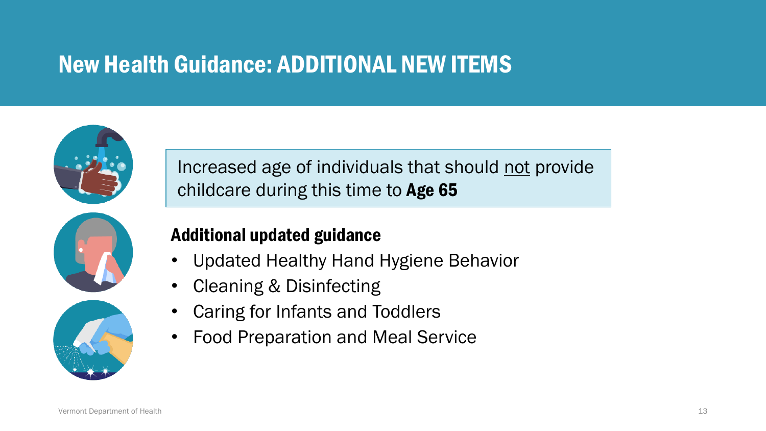# New Health Guidance: ADDITIONAL NEW ITEMS

Increased age of individuals that should <u>not</u> provide childcare during this time to **Age 65**

**Additional updated guidance**

- Updated Healthy Hand Hygiene Behavior
- Cleaning & Disinfecting
- Caring for Infants and Toddlers
- Food Preparation and Meal Service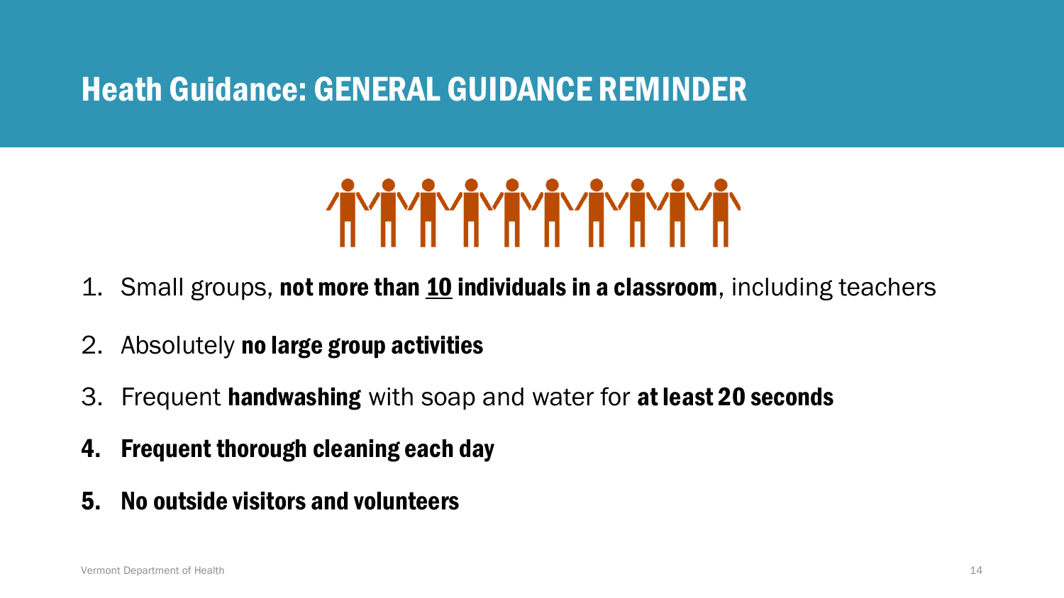# Heath Guidance: GENERAL GUIDANCE REMINDER

1. Small groups, **not more than <u>10</u> individuals in a classroom**, including teachers
2. Absolutely **no large group activities**
3. Frequent **handwashing** with soap and water for **at least 20 seconds**
4. **Frequent thorough cleaning each day**
5. **No outside visitors and volunteers**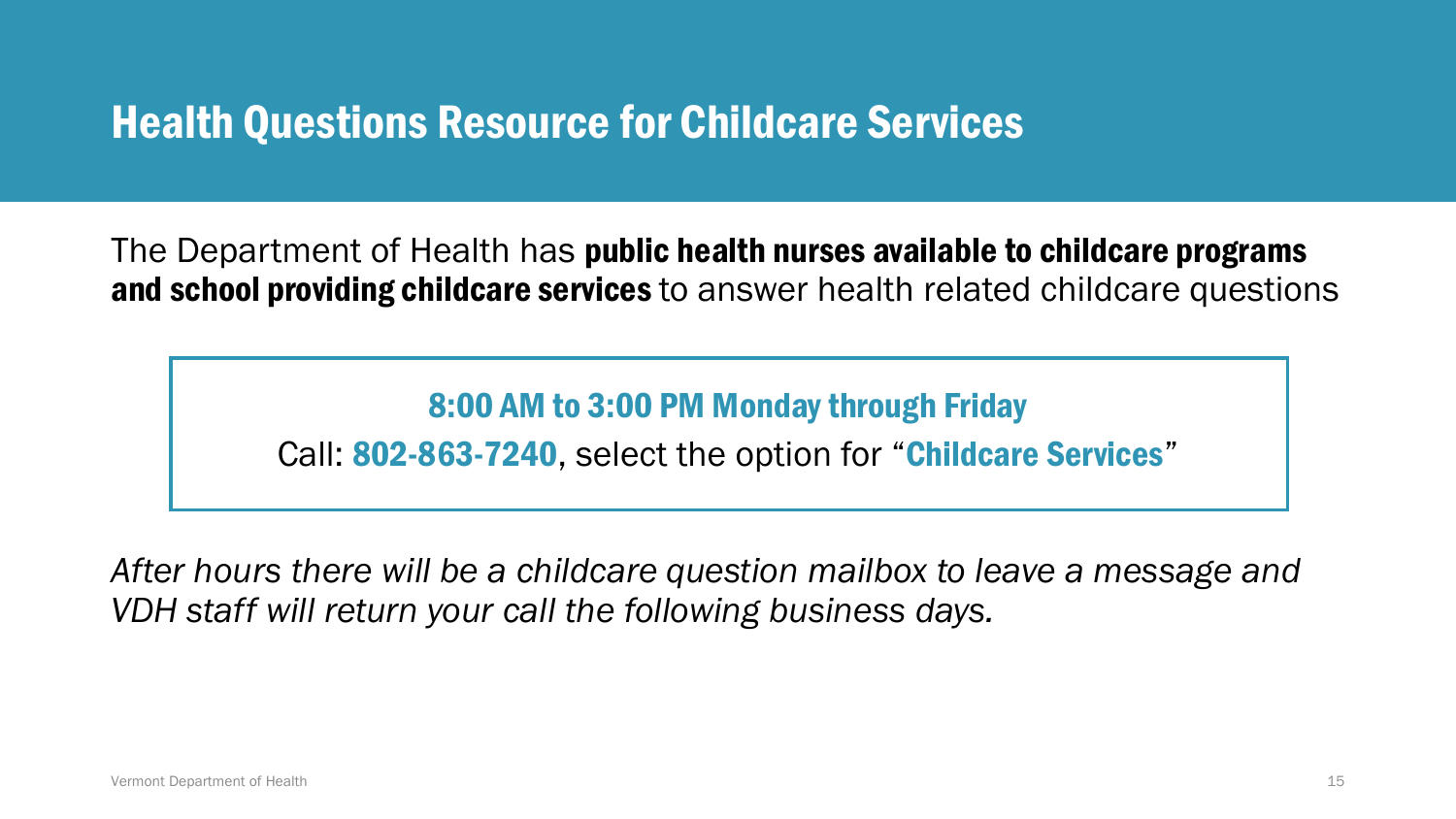# Health Questions Resource for Childcare Services

The Department of Health has **public health nurses available to childcare programs and school providing childcare services** to answer health related childcare questions

**8:00 AM to 3:00 PM Monday through Friday**

Call: **802-863-7240**, select the option for "**Childcare Services**"

*After hours there will be a childcare question mailbox to leave a message and VDH staff will return your call the following business days.*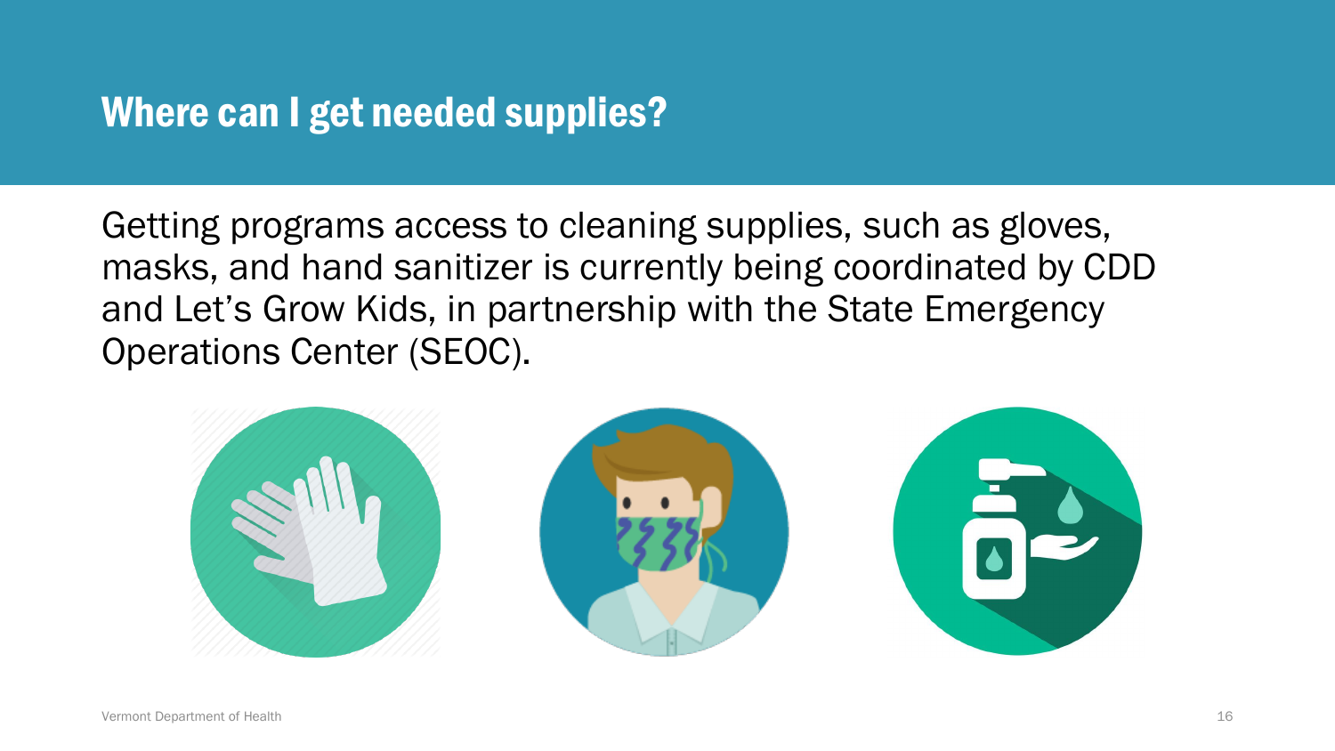# Where can I get needed supplies?

Getting programs access to cleaning supplies, such as gloves, masks, and hand sanitizer is currently being coordinated by CDD and Let's Grow Kids, in partnership with the State Emergency Operations Center (SEOC).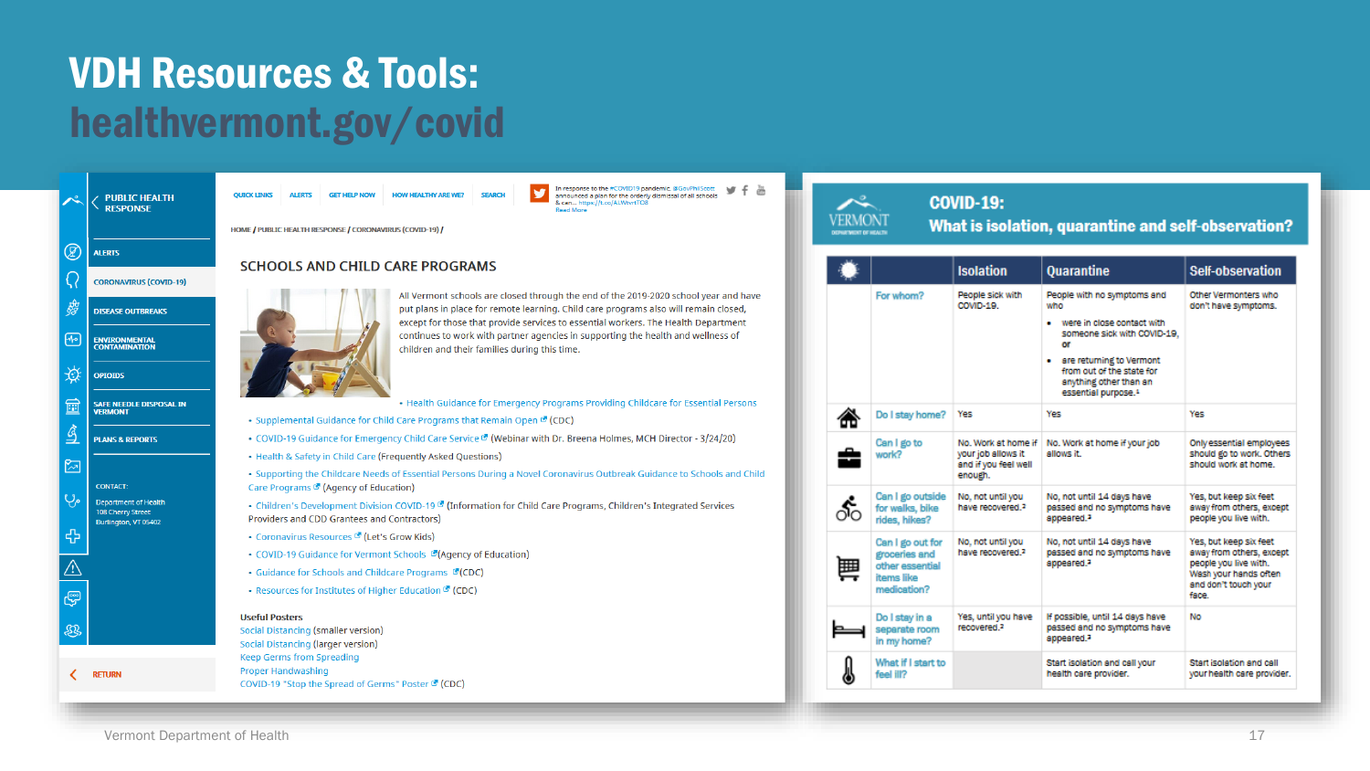# VDH Resources & Tools: healthvermont.gov/covid

PUBLIC HEALTH RESPONSE

- ALERTS
- CORONAVIRUS (COVID-19)
- DISEASE OUTBREAKS
- ENVIRONMENTAL CONTAMINATION
- OPIOIDS
- SAFE NEEDLE DISPOSAL IN VERMONT
- PLANS & REPORTS

CONTACT:
Department of Health
108 Cherry Street
Burlington, VT 05402

RETURN

QUICK LINKS | ALERTS | GET HELP NOW | HOW HEALTHY ARE WE? | SEARCH

In response to the #COVID19 pandemic, @GovPhilScott announced a plan for the orderly dismissal of all schools & can... https://t.co/ALWhrrITOB
Read More

HOME / PUBLIC HEALTH RESPONSE / CORONAVIRUS (COVID-19) /

## SCHOOLS AND CHILD CARE PROGRAMS

All Vermont schools are closed through the end of the 2019-2020 school year and have put plans in place for remote learning. Child care programs also will remain closed, except for those that provide services to essential workers. The Health Department continues to work with partner agencies in supporting the health and wellness of children and their families during this time.

- Health Guidance for Emergency Programs Providing Childcare for Essential Persons
- Supplemental Guidance for Child Care Programs that Remain Open (CDC)
- COVID-19 Guidance for Emergency Child Care Service (Webinar with Dr. Breena Holmes, MCH Director - 3/24/20)
- Health & Safety in Child Care (Frequently Asked Questions)
- Supporting the Childcare Needs of Essential Persons During a Novel Coronavirus Outbreak Guidance to Schools and Child Care Programs (Agency of Education)
- Children's Development Division COVID-19 (Information for Child Care Programs, Children's Integrated Services Providers and CDD Grantees and Contractors)
- Coronavirus Resources (Let's Grow Kids)
- COVID-19 Guidance for Vermont Schools (Agency of Education)
- Guidance for Schools and Childcare Programs (CDC)
- Resources for Institutes of Higher Education (CDC)

**Useful Posters**

Social Distancing (smaller version)
Social Distancing (larger version)
Keep Germs from Spreading
Proper Handwashing
COVID-19 "Stop the Spread of Germs" Poster (CDC)

## COVID-19: What is isolation, quarantine and self-observation?

VERMONT DEPARTMENT OF HEALTH

| | | Isolation | Quarantine | Self-observation |
|---|---|---|---|---|
| | For whom? | People sick with COVID-19. | People with no symptoms and who<br>• were in close contact with someone sick with COVID-19, or<br>• are returning to Vermont from out of the state for anything other than an essential purpose.[1] | Other Vermonters who don't have symptoms. |
| | Do I stay home? | Yes | Yes | Yes |
| | Can I go to work? | No. Work at home if your job allows it and if you feel well enough. | No. Work at home if your job allows it. | Only essential employees should go to work. Others should work at home. |
| | Can I go outside for walks, bike rides, hikes? | No, not until you have recovered.[2] | No, not until 14 days have passed and no symptoms have appeared.[3] | Yes, but keep six feet away from others, except people you live with. |
| | Can I go out for groceries and other essential items like medication? | No, not until you have recovered.[2] | No, not until 14 days have passed and no symptoms have appeared.[3] | Yes, but keep six feet away from others, except people you live with. Wash your hands often and don't touch your face. |
| | Do I stay in a separate room in my home? | Yes, until you have recovered.[2] | If possible, until 14 days have passed and no symptoms have appeared.[3] | No |
| | What if I start to feel ill? | | Start isolation and call your health care provider. | Start isolation and call your health care provider. |

Vermont Department of Health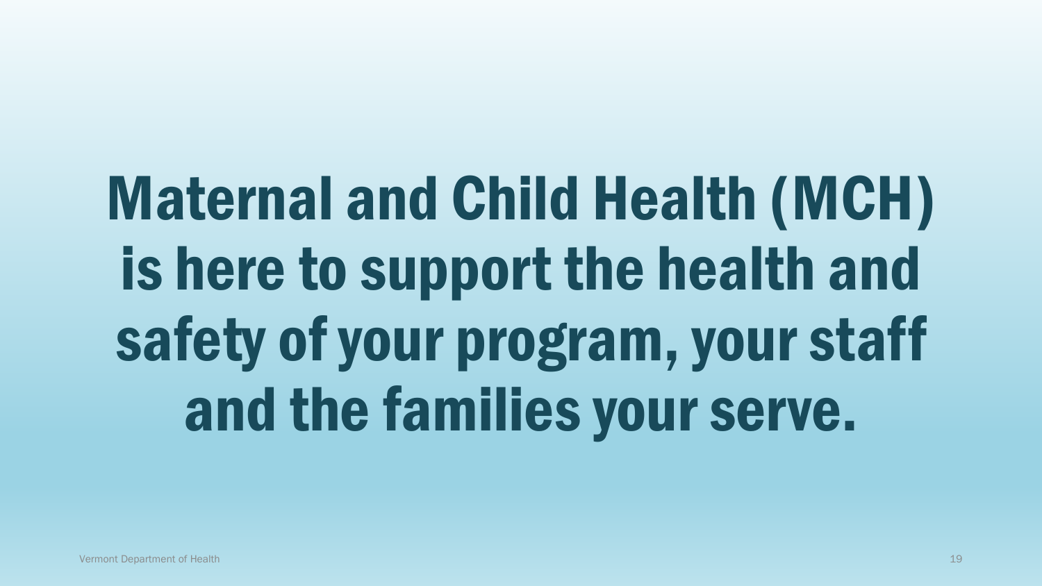# Maternal and Child Health (MCH) is here to support the health and safety of your program, your staff and the families your serve.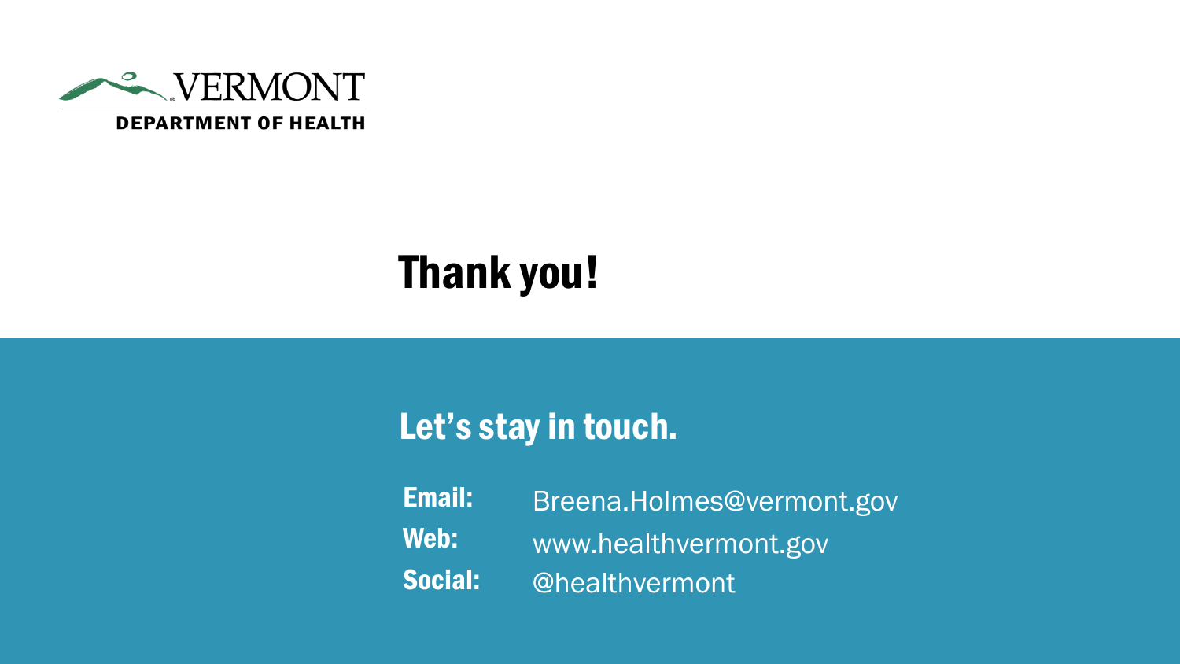VERMONT

DEPARTMENT OF HEALTH

# Thank you!

## Let's stay in touch.

**Email:** Breena.Holmes@vermont.gov

**Web:** www.healthvermont.gov

**Social:** @healthvermont